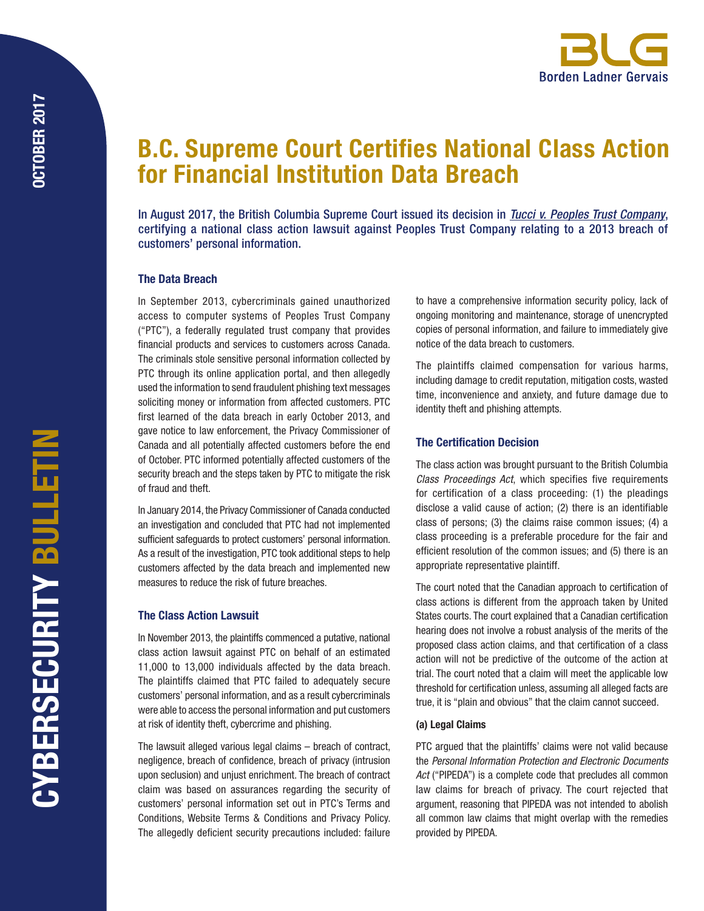# B.C. Supreme Court Certifies National Class Action for Financial Institution Data Breach

**In August 2017, the British Columbia Supreme Court issued its decision in *Tucci v. Peoples Trust Company*, certifying a national class action lawsuit against Peoples Trust Company relating to a 2013 breach of customers' personal information.**

## The Data Breach

In September 2013, cybercriminals gained unauthorized access to computer systems of Peoples Trust Company ("PTC"), a federally regulated trust company that provides financial products and services to customers across Canada. The criminals stole sensitive personal information collected by PTC through its online application portal, and then allegedly used the information to send fraudulent phishing text messages soliciting money or information from affected customers. PTC first learned of the data breach in early October 2013, and gave notice to law enforcement, the Privacy Commissioner of Canada and all potentially affected customers before the end of October. PTC informed potentially affected customers of the security breach and the steps taken by PTC to mitigate the risk of fraud and theft.

In January 2014, the Privacy Commissioner of Canada conducted an investigation and concluded that PTC had not implemented sufficient safeguards to protect customers' personal information. As a result of the investigation, PTC took additional steps to help customers affected by the data breach and implemented new measures to reduce the risk of future breaches.

## The Class Action Lawsuit

In November 2013, the plaintiffs commenced a putative, national class action lawsuit against PTC on behalf of an estimated 11,000 to 13,000 individuals affected by the data breach. The plaintiffs claimed that PTC failed to adequately secure customers' personal information, and as a result cybercriminals were able to access the personal information and put customers at risk of identity theft, cybercrime and phishing.

The lawsuit alleged various legal claims – breach of contract, negligence, breach of confidence, breach of privacy (intrusion upon seclusion) and unjust enrichment. The breach of contract claim was based on assurances regarding the security of customers' personal information set out in PTC's Terms and Conditions, Website Terms & Conditions and Privacy Policy. The allegedly deficient security precautions included: failure to have a comprehensive information security policy, lack of ongoing monitoring and maintenance, storage of unencrypted copies of personal information, and failure to immediately give notice of the data breach to customers.

The plaintiffs claimed compensation for various harms, including damage to credit reputation, mitigation costs, wasted time, inconvenience and anxiety, and future damage due to identity theft and phishing attempts.

## The Certification Decision

The class action was brought pursuant to the British Columbia *Class Proceedings Act*, which specifies five requirements for certification of a class proceeding: (1) the pleadings disclose a valid cause of action; (2) there is an identifiable class of persons; (3) the claims raise common issues; (4) a class proceeding is a preferable procedure for the fair and efficient resolution of the common issues; and (5) there is an appropriate representative plaintiff.

The court noted that the Canadian approach to certification of class actions is different from the approach taken by United States courts. The court explained that a Canadian certification hearing does not involve a robust analysis of the merits of the proposed class action claims, and that certification of a class action will not be predictive of the outcome of the action at trial. The court noted that a claim will meet the applicable low threshold for certification unless, assuming all alleged facts are true, it is "plain and obvious" that the claim cannot succeed.

### (a) Legal Claims

PTC argued that the plaintiffs' claims were not valid because the *Personal Information Protection and Electronic Documents Act* ("PIPEDA") is a complete code that precludes all common law claims for breach of privacy. The court rejected that argument, reasoning that PIPEDA was not intended to abolish all common law claims that might overlap with the remedies provided by PIPEDA.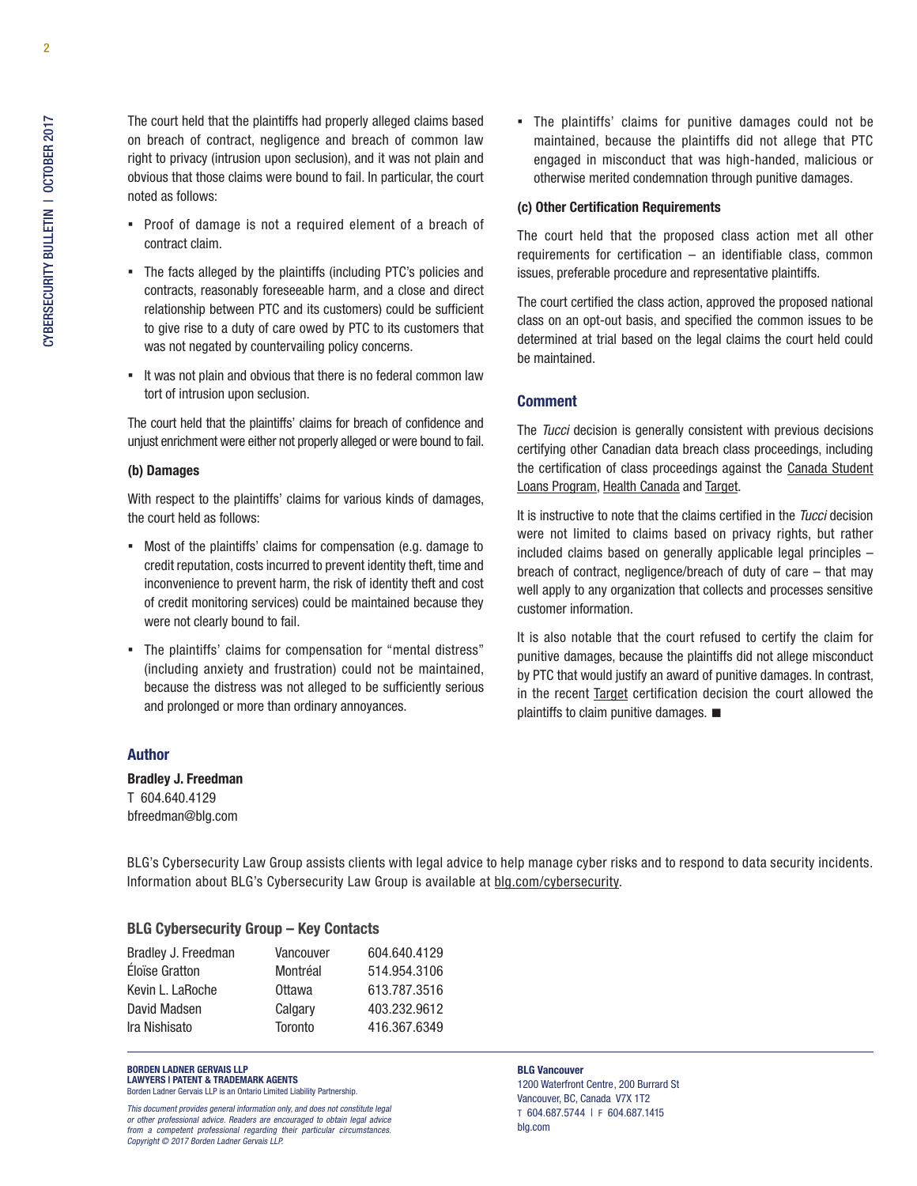The court held that the plaintiffs had properly alleged claims based on breach of contract, negligence and breach of common law right to privacy (intrusion upon seclusion), and it was not plain and obvious that those claims were bound to fail. In particular, the court noted as follows:

- Proof of damage is not a required element of a breach of contract claim.
- The facts alleged by the plaintiffs (including PTC's policies and contracts, reasonably foreseeable harm, and a close and direct relationship between PTC and its customers) could be sufficient to give rise to a duty of care owed by PTC to its customers that was not negated by countervailing policy concerns.
- It was not plain and obvious that there is no federal common law tort of intrusion upon seclusion.

The court held that the plaintiffs' claims for breach of confidence and unjust enrichment were either not properly alleged or were bound to fail.

**(b) Damages**

With respect to the plaintiffs' claims for various kinds of damages, the court held as follows:

- Most of the plaintiffs' claims for compensation (e.g. damage to credit reputation, costs incurred to prevent identity theft, time and inconvenience to prevent harm, the risk of identity theft and cost of credit monitoring services) could be maintained because they were not clearly bound to fail.
- The plaintiffs' claims for compensation for "mental distress" (including anxiety and frustration) could not be maintained, because the distress was not alleged to be sufficiently serious and prolonged or more than ordinary annoyances.
- The plaintiffs' claims for punitive damages could not be maintained, because the plaintiffs did not allege that PTC engaged in misconduct that was high-handed, malicious or otherwise merited condemnation through punitive damages.

**(c) Other Certification Requirements**

The court held that the proposed class action met all other requirements for certification – an identifiable class, common issues, preferable procedure and representative plaintiffs.

The court certified the class action, approved the proposed national class on an opt-out basis, and specified the common issues to be determined at trial based on the legal claims the court held could be maintained.

## Comment

The *Tucci* decision is generally consistent with previous decisions certifying other Canadian data breach class proceedings, including the certification of class proceedings against the Canada Student Loans Program, Health Canada and Target.

It is instructive to note that the claims certified in the *Tucci* decision were not limited to claims based on privacy rights, but rather included claims based on generally applicable legal principles – breach of contract, negligence/breach of duty of care – that may well apply to any organization that collects and processes sensitive customer information.

It is also notable that the court refused to certify the claim for punitive damages, because the plaintiffs did not allege misconduct by PTC that would justify an award of punitive damages. In contrast, in the recent Target certification decision the court allowed the plaintiffs to claim punitive damages. ■

## Author

**Bradley J. Freedman**
T 604.640.4129
bfreedman@blg.com

BLG's Cybersecurity Law Group assists clients with legal advice to help manage cyber risks and to respond to data security incidents. Information about BLG's Cybersecurity Law Group is available at blg.com/cybersecurity.

### BLG Cybersecurity Group – Key Contacts

| | | |
|---|---|---|
| Bradley J. Freedman | Vancouver | 604.640.4129 |
| Éloïse Gratton | Montréal | 514.954.3106 |
| Kevin L. LaRoche | Ottawa | 613.787.3516 |
| David Madsen | Calgary | 403.232.9612 |
| Ira Nishisato | Toronto | 416.367.6349 |

**BORDEN LADNER GERVAIS LLP**
**LAWYERS | PATENT & TRADEMARK AGENTS**
Borden Ladner Gervais LLP is an Ontario Limited Liability Partnership.

*This document provides general information only, and does not constitute legal or other professional advice. Readers are encouraged to obtain legal advice from a competent professional regarding their particular circumstances. Copyright © 2017 Borden Ladner Gervais LLP.*

**BLG Vancouver**
1200 Waterfront Centre, 200 Burrard St
Vancouver, BC, Canada V7X 1T2
T 604.687.5744 | F 604.687.1415
blg.com